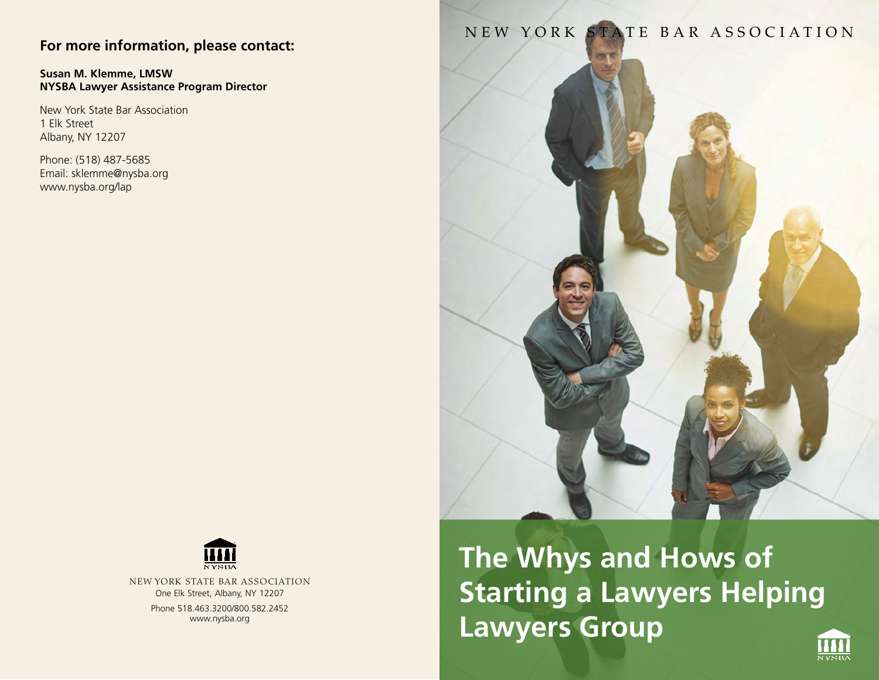**For more information, please contact:**

**Susan M. Klemme, LMSW**
**NYSBA Lawyer Assistance Program Director**

New York State Bar Association
1 Elk Street
Albany, NY 12207

Phone: (518) 487-5685
Email: sklemme@nysba.org
www.nysba.org/lap

NEW YORK STATE BAR ASSOCIATION
One Elk Street, Albany, NY 12207
Phone 518.463.3200/800.582.2452
www.nysba.org

NEW YORK STATE BAR ASSOCIATION

# The Whys and Hows of Starting a Lawyers Helping Lawyers Group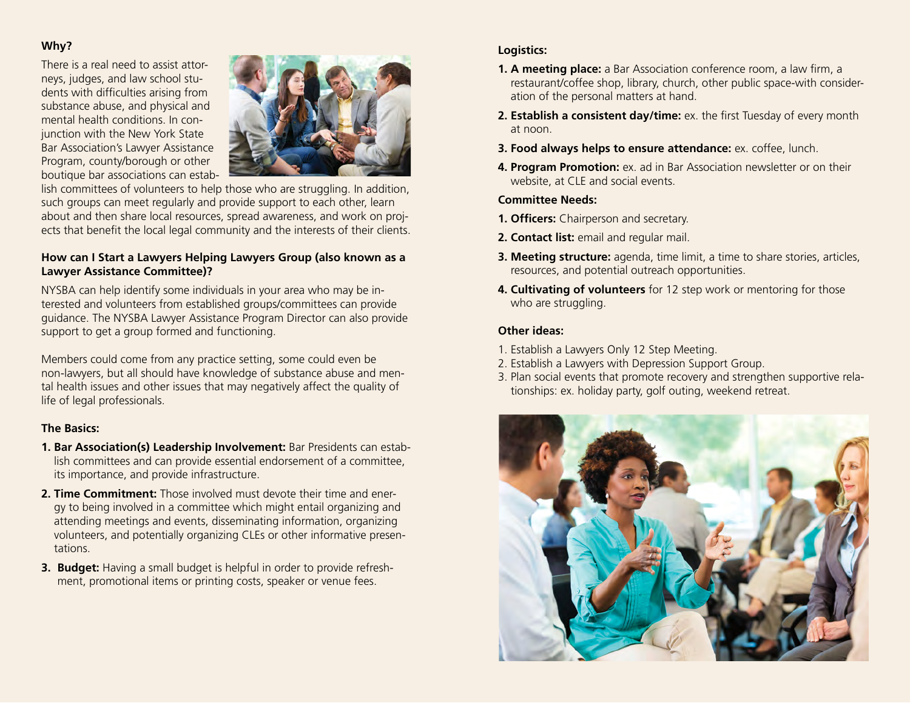**Why?**

There is a real need to assist attorneys, judges, and law school students with difficulties arising from substance abuse, and physical and mental health conditions. In conjunction with the New York State Bar Association's Lawyer Assistance Program, county/borough or other boutique bar associations can establish committees of volunteers to help those who are struggling. In addition, such groups can meet regularly and provide support to each other, learn about and then share local resources, spread awareness, and work on projects that benefit the local legal community and the interests of their clients.

**How can I Start a Lawyers Helping Lawyers Group (also known as a Lawyer Assistance Committee)?**

NYSBA can help identify some individuals in your area who may be interested and volunteers from established groups/committees can provide guidance. The NYSBA Lawyer Assistance Program Director can also provide support to get a group formed and functioning.

Members could come from any practice setting, some could even be non-lawyers, but all should have knowledge of substance abuse and mental health issues and other issues that may negatively affect the quality of life of legal professionals.

**The Basics:**

1. **Bar Association(s) Leadership Involvement:** Bar Presidents can establish committees and can provide essential endorsement of a committee, its importance, and provide infrastructure.
2. **Time Commitment:** Those involved must devote their time and energy to being involved in a committee which might entail organizing and attending meetings and events, disseminating information, organizing volunteers, and potentially organizing CLEs or other informative presentations.
3. **Budget:** Having a small budget is helpful in order to provide refreshment, promotional items or printing costs, speaker or venue fees.

**Logistics:**

1. **A meeting place:** a Bar Association conference room, a law firm, a restaurant/coffee shop, library, church, other public space-with consideration of the personal matters at hand.
2. **Establish a consistent day/time:** ex. the first Tuesday of every month at noon.
3. **Food always helps to ensure attendance:** ex. coffee, lunch.
4. **Program Promotion:** ex. ad in Bar Association newsletter or on their website, at CLE and social events.

**Committee Needs:**

1. **Officers:** Chairperson and secretary.
2. **Contact list:** email and regular mail.
3. **Meeting structure:** agenda, time limit, a time to share stories, articles, resources, and potential outreach opportunities.
4. **Cultivating of volunteers** for 12 step work or mentoring for those who are struggling.

**Other ideas:**

1. Establish a Lawyers Only 12 Step Meeting.
2. Establish a Lawyers with Depression Support Group.
3. Plan social events that promote recovery and strengthen supportive relationships: ex. holiday party, golf outing, weekend retreat.